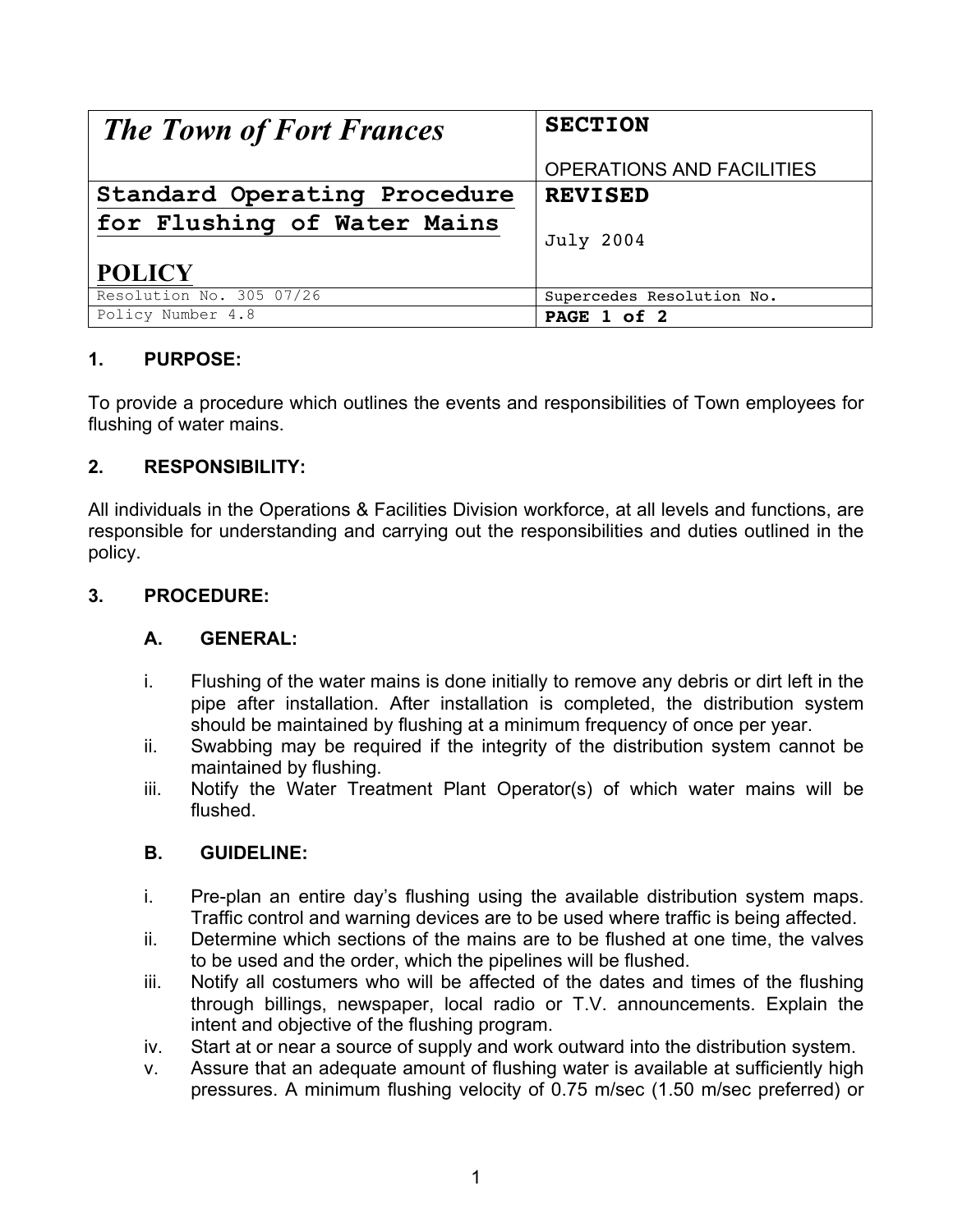| *The Town of Fort Frances* | **SECTION**<br><br>OPERATIONS AND FACILITIES |
|---|---|
| **Standard Operating Procedure for Flushing of Water Mains**<br><br>**POLICY** | **REVISED**<br><br>July 2004 |
| Resolution No. 305 07/26 | Supercedes Resolution No. |
| Policy Number 4.8 | **PAGE 1 of 2** |

**1. PURPOSE:**

To provide a procedure which outlines the events and responsibilities of Town employees for flushing of water mains.

**2. RESPONSIBILITY:**

All individuals in the Operations & Facilities Division workforce, at all levels and functions, are responsible for understanding and carrying out the responsibilities and duties outlined in the policy.

**3. PROCEDURE:**

**A. GENERAL:**

i. Flushing of the water mains is done initially to remove any debris or dirt left in the pipe after installation. After installation is completed, the distribution system should be maintained by flushing at a minimum frequency of once per year.

ii. Swabbing may be required if the integrity of the distribution system cannot be maintained by flushing.

iii. Notify the Water Treatment Plant Operator(s) of which water mains will be flushed.

**B. GUIDELINE:**

i. Pre-plan an entire day's flushing using the available distribution system maps. Traffic control and warning devices are to be used where traffic is being affected.

ii. Determine which sections of the mains are to be flushed at one time, the valves to be used and the order, which the pipelines will be flushed.

iii. Notify all costumers who will be affected of the dates and times of the flushing through billings, newspaper, local radio or T.V. announcements. Explain the intent and objective of the flushing program.

iv. Start at or near a source of supply and work outward into the distribution system.

v. Assure that an adequate amount of flushing water is available at sufficiently high pressures. A minimum flushing velocity of 0.75 m/sec (1.50 m/sec preferred) or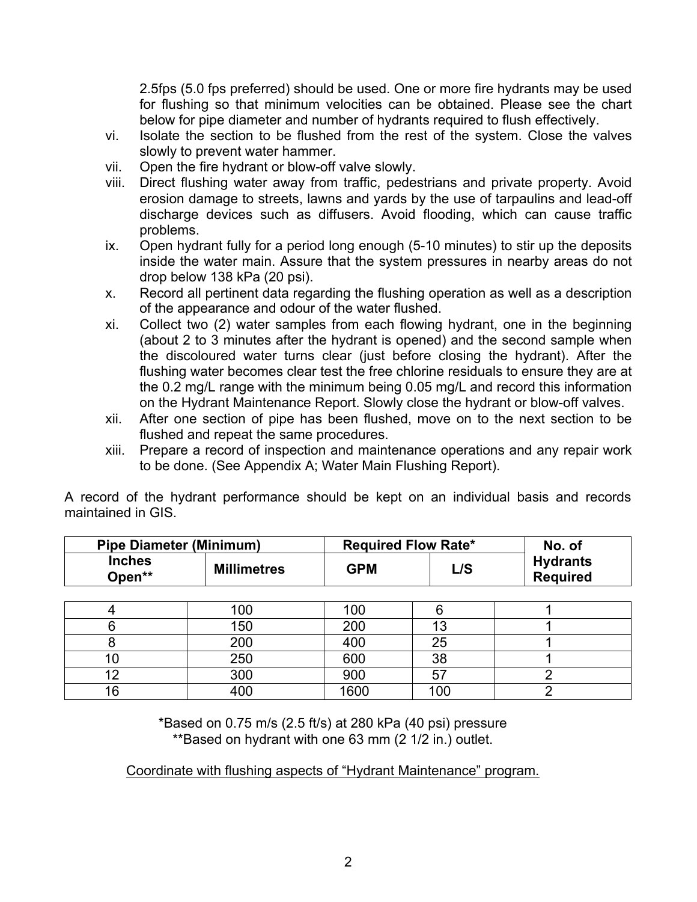2.5fps (5.0 fps preferred) should be used. One or more fire hydrants may be used for flushing so that minimum velocities can be obtained. Please see the chart below for pipe diameter and number of hydrants required to flush effectively.

vi. Isolate the section to be flushed from the rest of the system. Close the valves slowly to prevent water hammer.

vii. Open the fire hydrant or blow-off valve slowly.

viii. Direct flushing water away from traffic, pedestrians and private property. Avoid erosion damage to streets, lawns and yards by the use of tarpaulins and lead-off discharge devices such as diffusers. Avoid flooding, which can cause traffic problems.

ix. Open hydrant fully for a period long enough (5-10 minutes) to stir up the deposits inside the water main. Assure that the system pressures in nearby areas do not drop below 138 kPa (20 psi).

x. Record all pertinent data regarding the flushing operation as well as a description of the appearance and odour of the water flushed.

xi. Collect two (2) water samples from each flowing hydrant, one in the beginning (about 2 to 3 minutes after the hydrant is opened) and the second sample when the discoloured water turns clear (just before closing the hydrant). After the flushing water becomes clear test the free chlorine residuals to ensure they are at the 0.2 mg/L range with the minimum being 0.05 mg/L and record this information on the Hydrant Maintenance Report. Slowly close the hydrant or blow-off valves.

xii. After one section of pipe has been flushed, move on to the next section to be flushed and repeat the same procedures.

xiii. Prepare a record of inspection and maintenance operations and any repair work to be done. (See Appendix A; Water Main Flushing Report).

A record of the hydrant performance should be kept on an individual basis and records maintained in GIS.

| **Pipe Diameter (Minimum)** | | **Required Flow Rate*** | | **No. of Hydrants Required** |
|---|---|---|---|---|
| **Inches Open**** | **Millimetres** | **GPM** | **L/S** | |
| 4 | 100 | 100 | 6 | 1 |
| 6 | 150 | 200 | 13 | 1 |
| 8 | 200 | 400 | 25 | 1 |
| 10 | 250 | 600 | 38 | 1 |
| 12 | 300 | 900 | 57 | 2 |
| 16 | 400 | 1600 | 100 | 2 |

*Based on 0.75 m/s (2.5 ft/s) at 280 kPa (40 psi) pressure
**Based on hydrant with one 63 mm (2 1/2 in.) outlet.

Coordinate with flushing aspects of "Hydrant Maintenance" program.